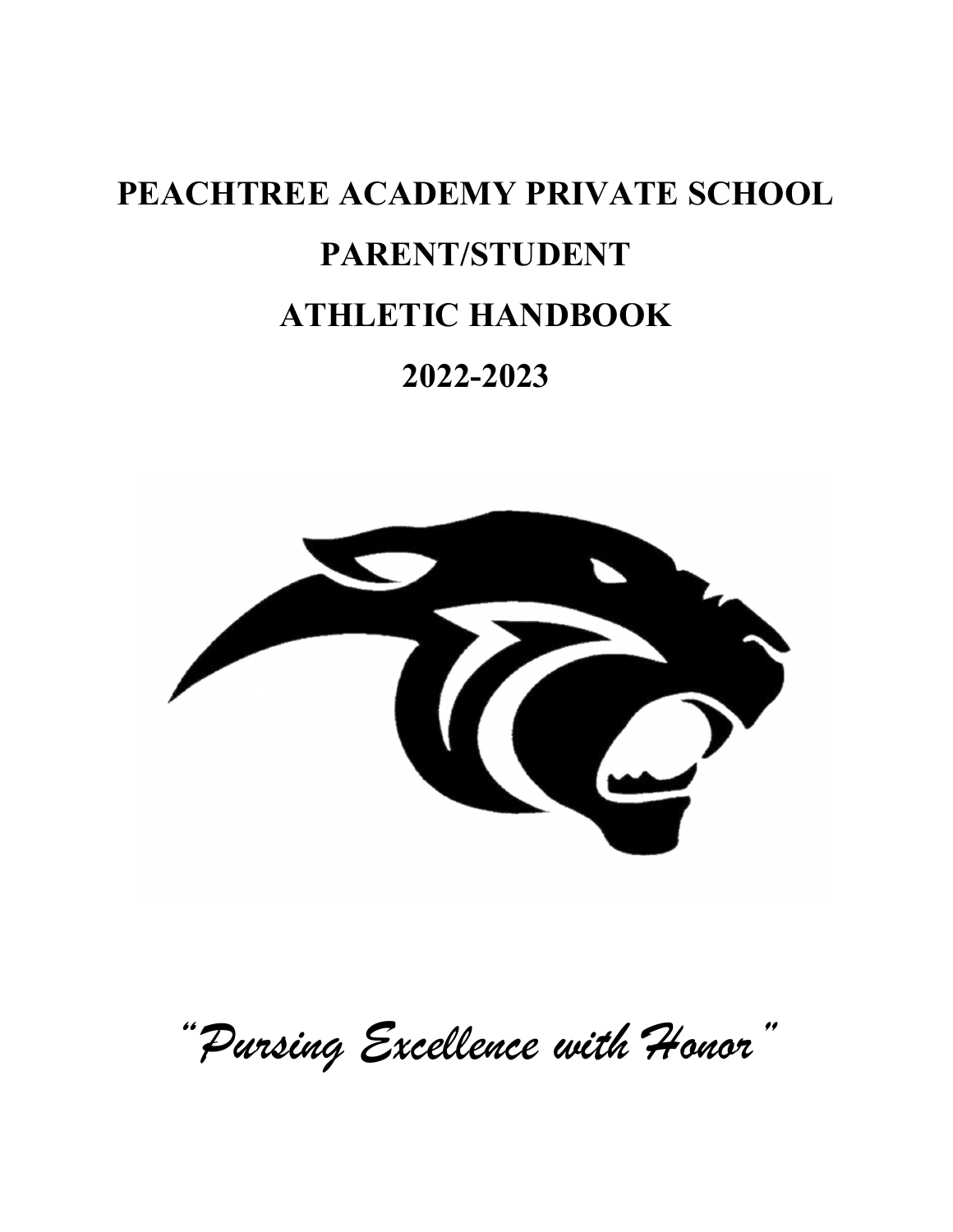# PEACHTREE ACADEMY PRIVATE SCHOOL

# PARENT/STUDENT

# ATHLETIC HANDBOOK

# 2022-2023

*"Pursing Excellence with Honor"*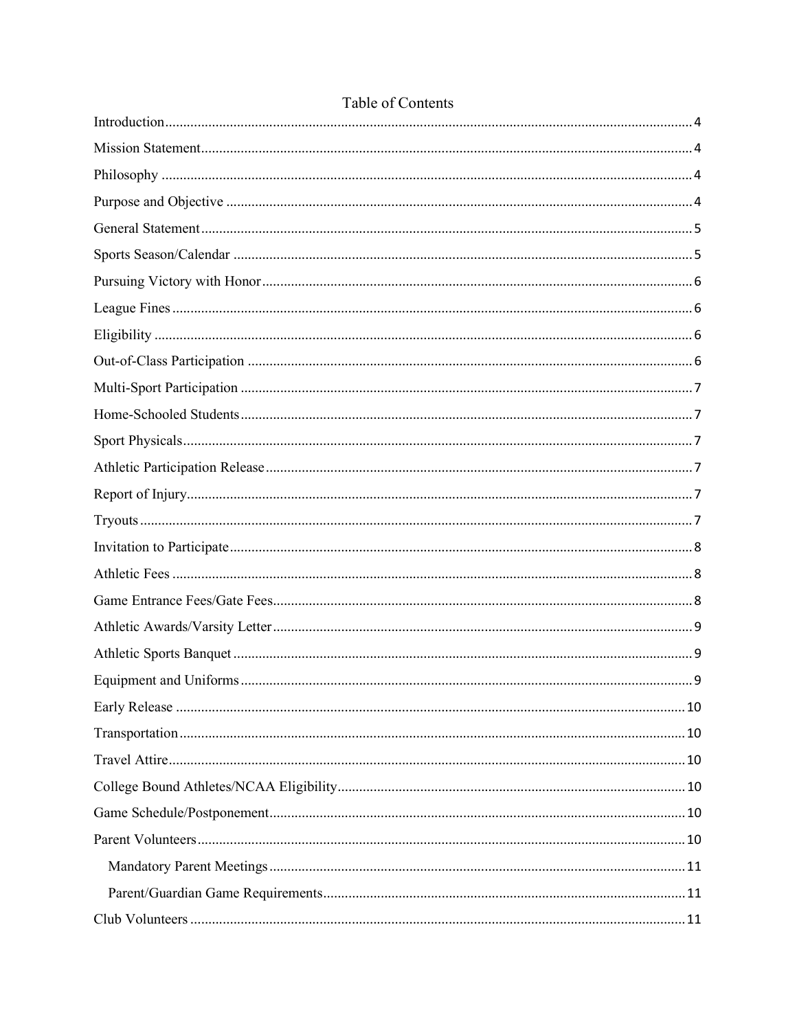# Table of Contents

Introduction ........................................................................................................................................ 4

Mission Statement ............................................................................................................................... 4

Philosophy ........................................................................................................................................... 4

Purpose and Objective ......................................................................................................................... 4

General Statement ............................................................................................................................... 5

Sports Season/Calendar ...................................................................................................................... 5

Pursuing Victory with Honor .............................................................................................................. 6

League Fines ....................................................................................................................................... 6

Eligibility ............................................................................................................................................ 6

Out-of-Class Participation .................................................................................................................. 6

Multi-Sport Participation .................................................................................................................... 7

Home-Schooled Students .................................................................................................................... 7

Sport Physicals .................................................................................................................................... 7

Athletic Participation Release ............................................................................................................. 7

Report of Injury ................................................................................................................................... 7

Tryouts ................................................................................................................................................ 7

Invitation to Participate ....................................................................................................................... 8

Athletic Fees ....................................................................................................................................... 8

Game Entrance Fees/Gate Fees ........................................................................................................... 8

Athletic Awards/Varsity Letter ........................................................................................................... 9

Athletic Sports Banquet ...................................................................................................................... 9

Equipment and Uniforms .................................................................................................................... 9

Early Release ..................................................................................................................................... 10

Transportation ................................................................................................................................... 10

Travel Attire ...................................................................................................................................... 10

College Bound Athletes/NCAA Eligibility ........................................................................................ 10

Game Schedule/Postponement ........................................................................................................... 10

Parent Volunteers .............................................................................................................................. 10

- Mandatory Parent Meetings ........................................................................................................... 11
- Parent/Guardian Game Requirements ............................................................................................ 11

Club Volunteers ................................................................................................................................ 11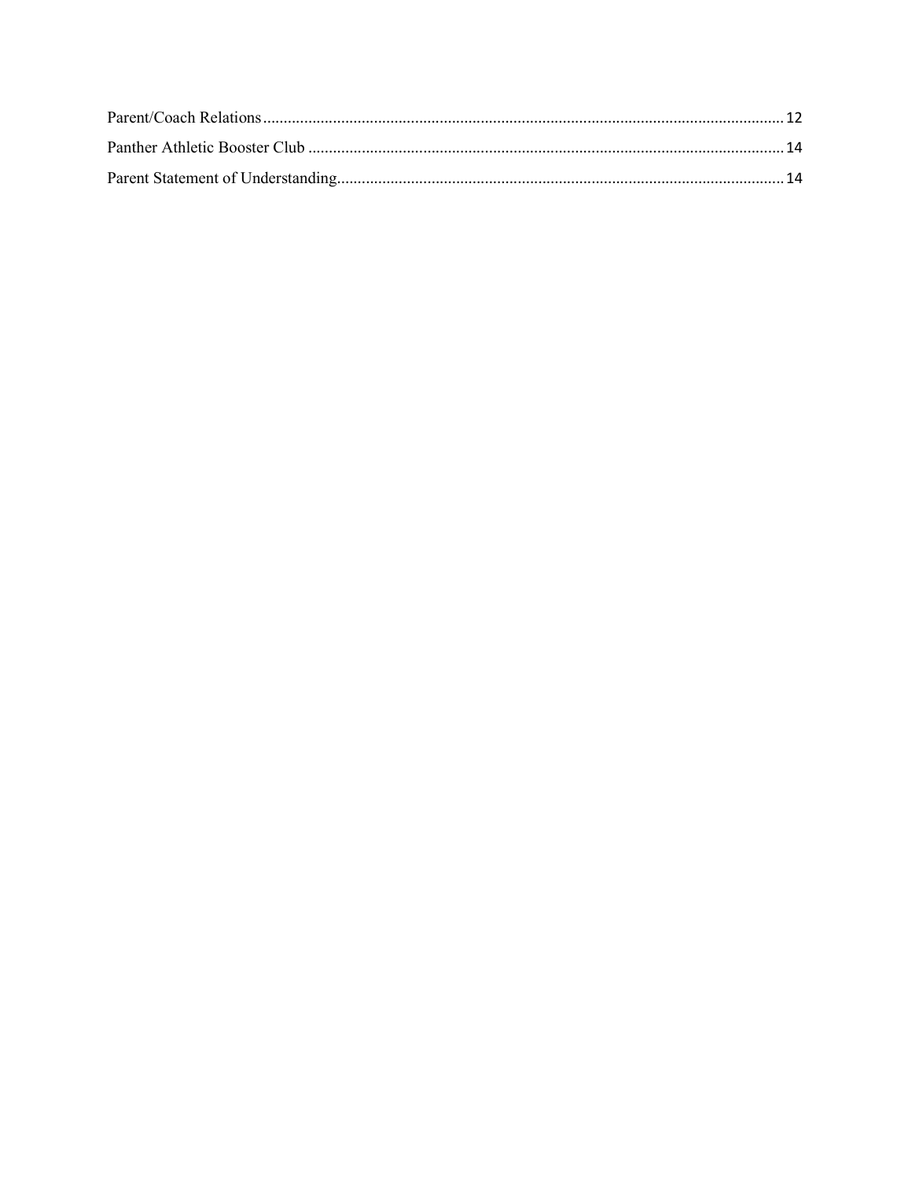Parent/Coach Relations........................................................................................................................12

Panther Athletic Booster Club ..............................................................................................................14

Parent Statement of Understanding......................................................................................................14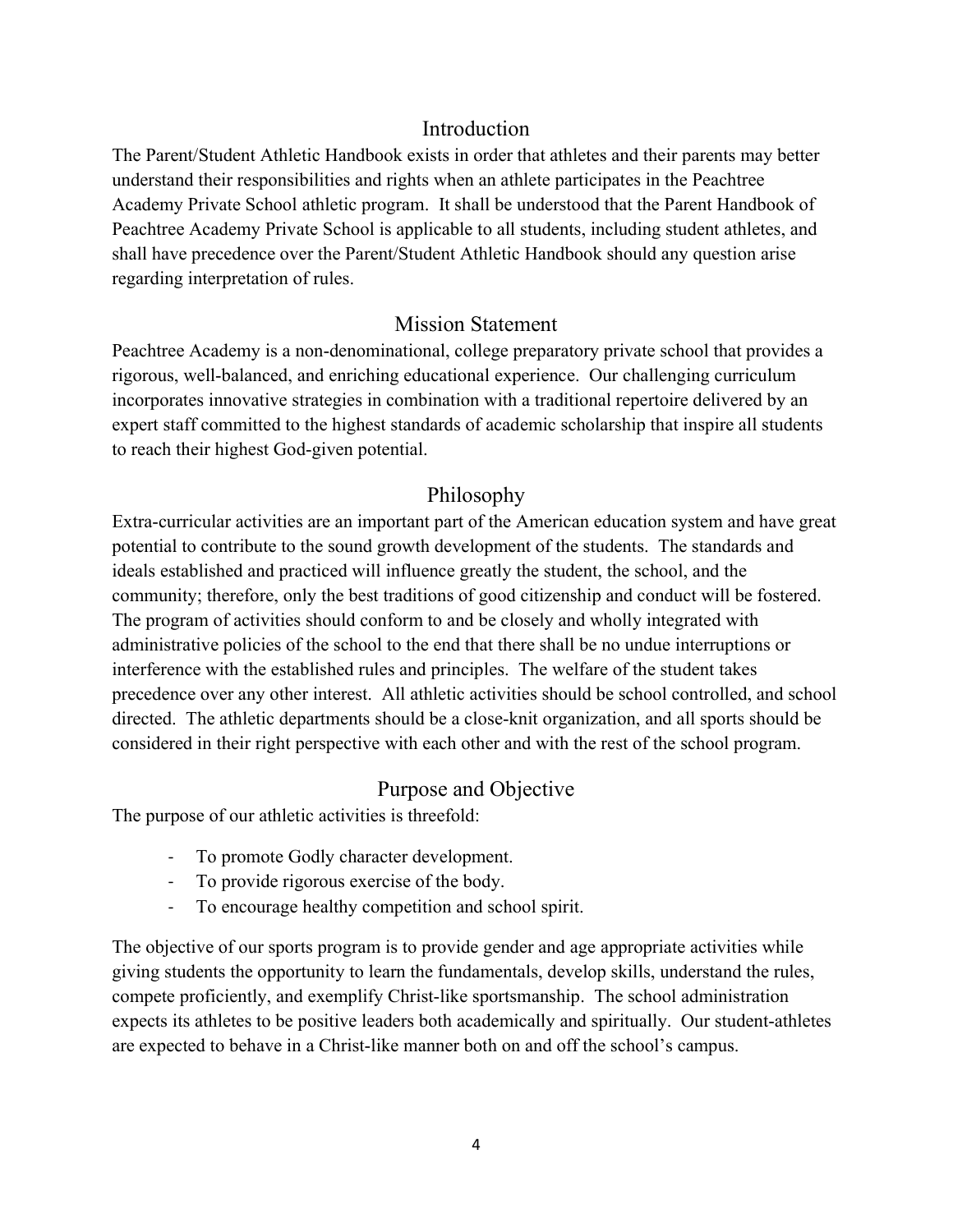## Introduction

The Parent/Student Athletic Handbook exists in order that athletes and their parents may better understand their responsibilities and rights when an athlete participates in the Peachtree Academy Private School athletic program. It shall be understood that the Parent Handbook of Peachtree Academy Private School is applicable to all students, including student athletes, and shall have precedence over the Parent/Student Athletic Handbook should any question arise regarding interpretation of rules.

## Mission Statement

Peachtree Academy is a non-denominational, college preparatory private school that provides a rigorous, well-balanced, and enriching educational experience. Our challenging curriculum incorporates innovative strategies in combination with a traditional repertoire delivered by an expert staff committed to the highest standards of academic scholarship that inspire all students to reach their highest God-given potential.

## Philosophy

Extra-curricular activities are an important part of the American education system and have great potential to contribute to the sound growth development of the students. The standards and ideals established and practiced will influence greatly the student, the school, and the community; therefore, only the best traditions of good citizenship and conduct will be fostered. The program of activities should conform to and be closely and wholly integrated with administrative policies of the school to the end that there shall be no undue interruptions or interference with the established rules and principles. The welfare of the student takes precedence over any other interest. All athletic activities should be school controlled, and school directed. The athletic departments should be a close-knit organization, and all sports should be considered in their right perspective with each other and with the rest of the school program.

## Purpose and Objective

The purpose of our athletic activities is threefold:

- To promote Godly character development.
- To provide rigorous exercise of the body.
- To encourage healthy competition and school spirit.

The objective of our sports program is to provide gender and age appropriate activities while giving students the opportunity to learn the fundamentals, develop skills, understand the rules, compete proficiently, and exemplify Christ-like sportsmanship. The school administration expects its athletes to be positive leaders both academically and spiritually. Our student-athletes are expected to behave in a Christ-like manner both on and off the school's campus.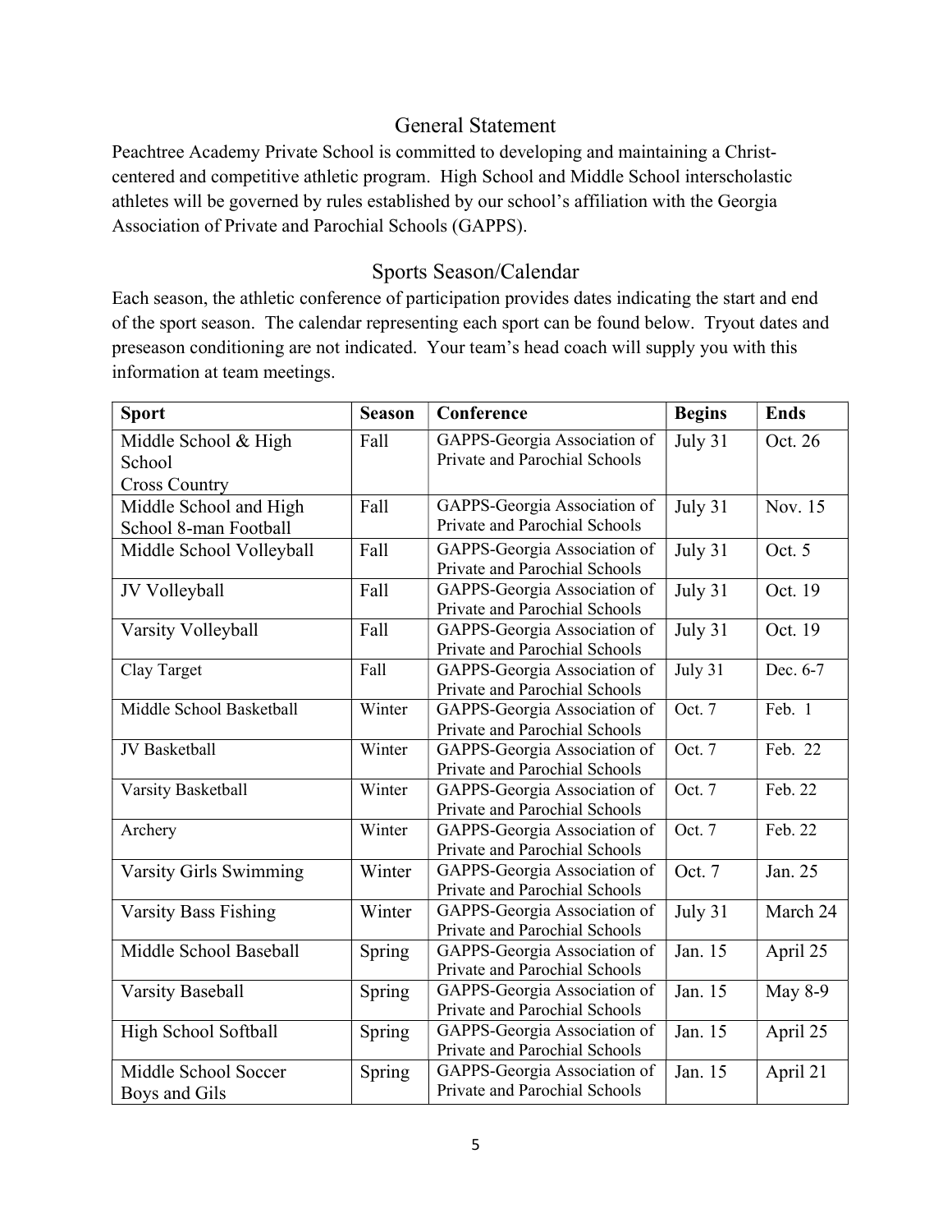## General Statement

Peachtree Academy Private School is committed to developing and maintaining a Christ-centered and competitive athletic program. High School and Middle School interscholastic athletes will be governed by rules established by our school's affiliation with the Georgia Association of Private and Parochial Schools (GAPPS).

## Sports Season/Calendar

Each season, the athletic conference of participation provides dates indicating the start and end of the sport season. The calendar representing each sport can be found below. Tryout dates and preseason conditioning are not indicated. Your team's head coach will supply you with this information at team meetings.

| Sport | Season | Conference | Begins | Ends |
|---|---|---|---|---|
| Middle School & High School Cross Country | Fall | GAPPS-Georgia Association of Private and Parochial Schools | July 31 | Oct. 26 |
| Middle School and High School 8-man Football | Fall | GAPPS-Georgia Association of Private and Parochial Schools | July 31 | Nov. 15 |
| Middle School Volleyball | Fall | GAPPS-Georgia Association of Private and Parochial Schools | July 31 | Oct. 5 |
| JV Volleyball | Fall | GAPPS-Georgia Association of Private and Parochial Schools | July 31 | Oct. 19 |
| Varsity Volleyball | Fall | GAPPS-Georgia Association of Private and Parochial Schools | July 31 | Oct. 19 |
| Clay Target | Fall | GAPPS-Georgia Association of Private and Parochial Schools | July 31 | Dec. 6-7 |
| Middle School Basketball | Winter | GAPPS-Georgia Association of Private and Parochial Schools | Oct. 7 | Feb. 1 |
| JV Basketball | Winter | GAPPS-Georgia Association of Private and Parochial Schools | Oct. 7 | Feb. 22 |
| Varsity Basketball | Winter | GAPPS-Georgia Association of Private and Parochial Schools | Oct. 7 | Feb. 22 |
| Archery | Winter | GAPPS-Georgia Association of Private and Parochial Schools | Oct. 7 | Feb. 22 |
| Varsity Girls Swimming | Winter | GAPPS-Georgia Association of Private and Parochial Schools | Oct. 7 | Jan. 25 |
| Varsity Bass Fishing | Winter | GAPPS-Georgia Association of Private and Parochial Schools | July 31 | March 24 |
| Middle School Baseball | Spring | GAPPS-Georgia Association of Private and Parochial Schools | Jan. 15 | April 25 |
| Varsity Baseball | Spring | GAPPS-Georgia Association of Private and Parochial Schools | Jan. 15 | May 8-9 |
| High School Softball | Spring | GAPPS-Georgia Association of Private and Parochial Schools | Jan. 15 | April 25 |
| Middle School Soccer Boys and Gils | Spring | GAPPS-Georgia Association of Private and Parochial Schools | Jan. 15 | April 21 |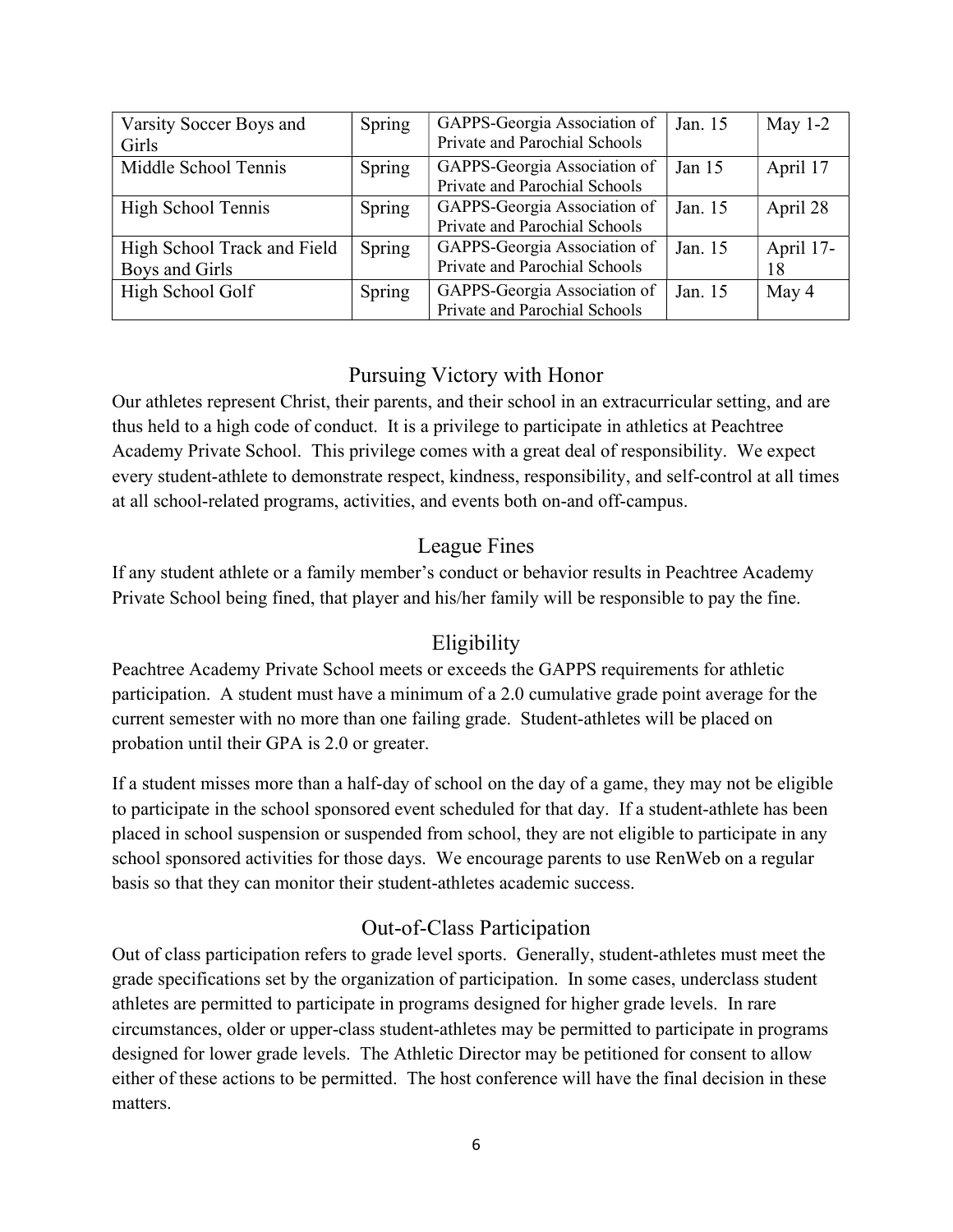| Varsity Soccer Boys and Girls | Spring | GAPPS-Georgia Association of Private and Parochial Schools | Jan. 15 | May 1-2 |
|---|---|---|---|---|
| Middle School Tennis | Spring | GAPPS-Georgia Association of Private and Parochial Schools | Jan 15 | April 17 |
| High School Tennis | Spring | GAPPS-Georgia Association of Private and Parochial Schools | Jan. 15 | April 28 |
| High School Track and Field Boys and Girls | Spring | GAPPS-Georgia Association of Private and Parochial Schools | Jan. 15 | April 17-18 |
| High School Golf | Spring | GAPPS-Georgia Association of Private and Parochial Schools | Jan. 15 | May 4 |

## Pursuing Victory with Honor

Our athletes represent Christ, their parents, and their school in an extracurricular setting, and are thus held to a high code of conduct. It is a privilege to participate in athletics at Peachtree Academy Private School. This privilege comes with a great deal of responsibility. We expect every student-athlete to demonstrate respect, kindness, responsibility, and self-control at all times at all school-related programs, activities, and events both on-and off-campus.

## League Fines

If any student athlete or a family member's conduct or behavior results in Peachtree Academy Private School being fined, that player and his/her family will be responsible to pay the fine.

## Eligibility

Peachtree Academy Private School meets or exceeds the GAPPS requirements for athletic participation. A student must have a minimum of a 2.0 cumulative grade point average for the current semester with no more than one failing grade. Student-athletes will be placed on probation until their GPA is 2.0 or greater.

If a student misses more than a half-day of school on the day of a game, they may not be eligible to participate in the school sponsored event scheduled for that day. If a student-athlete has been placed in school suspension or suspended from school, they are not eligible to participate in any school sponsored activities for those days. We encourage parents to use RenWeb on a regular basis so that they can monitor their student-athletes academic success.

## Out-of-Class Participation

Out of class participation refers to grade level sports. Generally, student-athletes must meet the grade specifications set by the organization of participation. In some cases, underclass student athletes are permitted to participate in programs designed for higher grade levels. In rare circumstances, older or upper-class student-athletes may be permitted to participate in programs designed for lower grade levels. The Athletic Director may be petitioned for consent to allow either of these actions to be permitted. The host conference will have the final decision in these matters.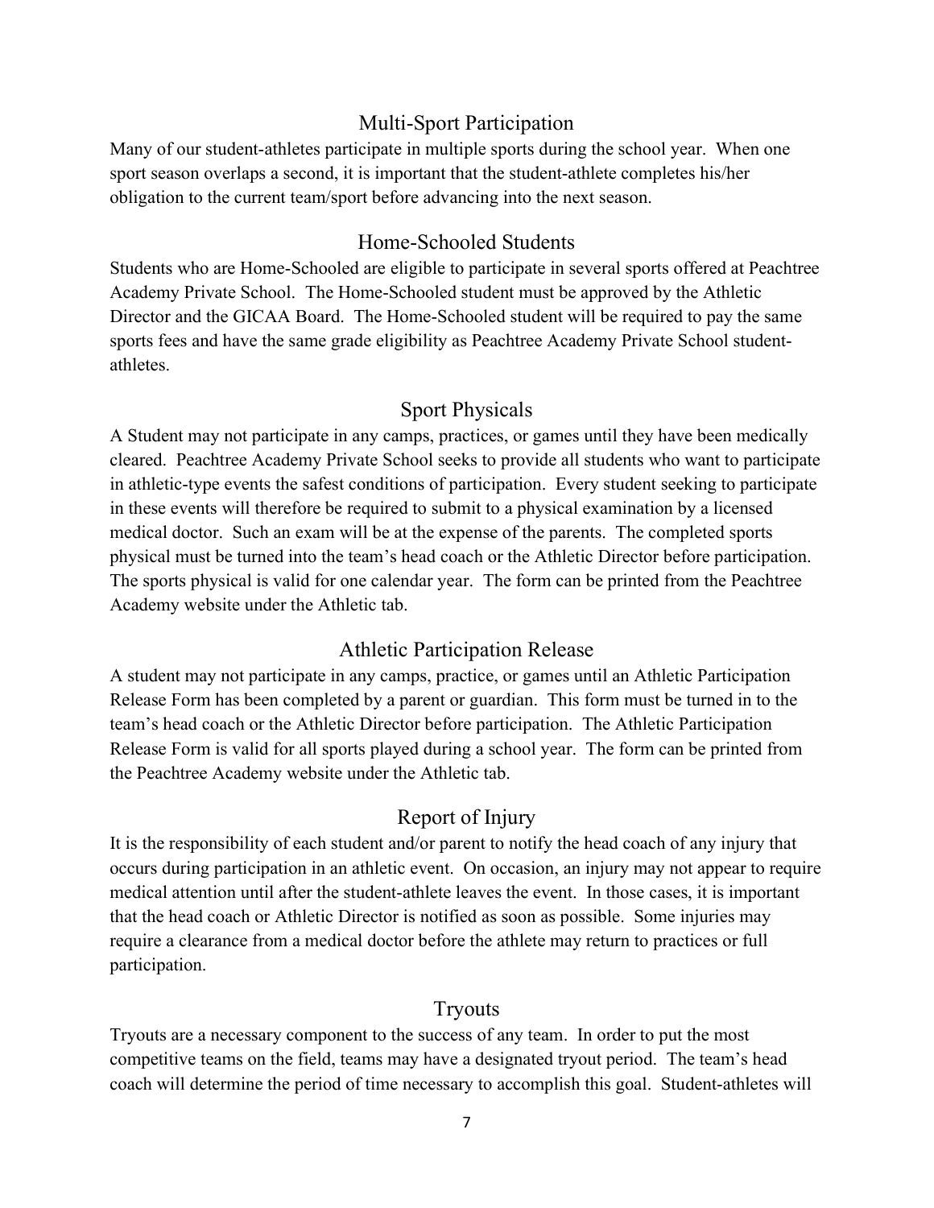## Multi-Sport Participation

Many of our student-athletes participate in multiple sports during the school year. When one sport season overlaps a second, it is important that the student-athlete completes his/her obligation to the current team/sport before advancing into the next season.

## Home-Schooled Students

Students who are Home-Schooled are eligible to participate in several sports offered at Peachtree Academy Private School. The Home-Schooled student must be approved by the Athletic Director and the GICAA Board. The Home-Schooled student will be required to pay the same sports fees and have the same grade eligibility as Peachtree Academy Private School student-athletes.

## Sport Physicals

A Student may not participate in any camps, practices, or games until they have been medically cleared. Peachtree Academy Private School seeks to provide all students who want to participate in athletic-type events the safest conditions of participation. Every student seeking to participate in these events will therefore be required to submit to a physical examination by a licensed medical doctor. Such an exam will be at the expense of the parents. The completed sports physical must be turned into the team's head coach or the Athletic Director before participation. The sports physical is valid for one calendar year. The form can be printed from the Peachtree Academy website under the Athletic tab.

## Athletic Participation Release

A student may not participate in any camps, practice, or games until an Athletic Participation Release Form has been completed by a parent or guardian. This form must be turned in to the team's head coach or the Athletic Director before participation. The Athletic Participation Release Form is valid for all sports played during a school year. The form can be printed from the Peachtree Academy website under the Athletic tab.

## Report of Injury

It is the responsibility of each student and/or parent to notify the head coach of any injury that occurs during participation in an athletic event. On occasion, an injury may not appear to require medical attention until after the student-athlete leaves the event. In those cases, it is important that the head coach or Athletic Director is notified as soon as possible. Some injuries may require a clearance from a medical doctor before the athlete may return to practices or full participation.

## Tryouts

Tryouts are a necessary component to the success of any team. In order to put the most competitive teams on the field, teams may have a designated tryout period. The team's head coach will determine the period of time necessary to accomplish this goal. Student-athletes will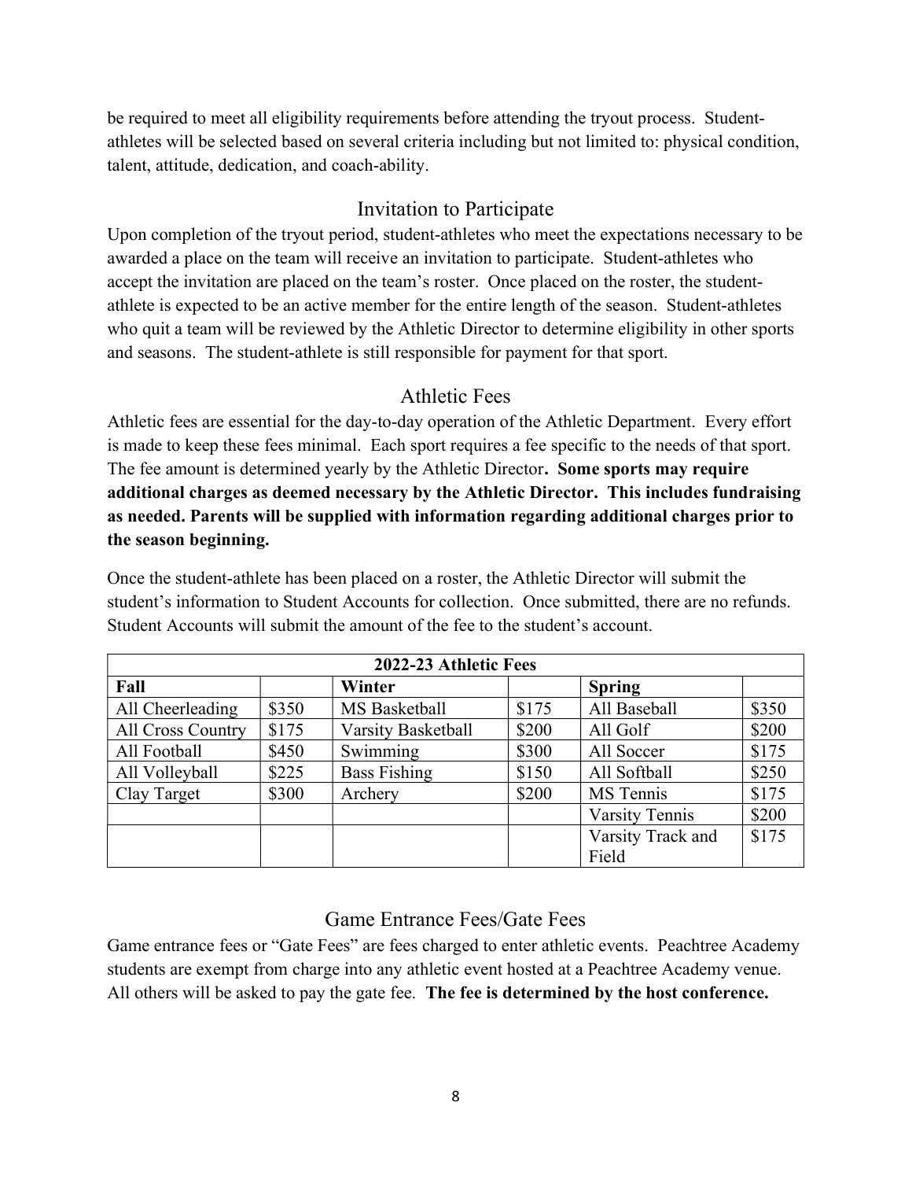be required to meet all eligibility requirements before attending the tryout process. Student-athletes will be selected based on several criteria including but not limited to: physical condition, talent, attitude, dedication, and coach-ability.

## Invitation to Participate

Upon completion of the tryout period, student-athletes who meet the expectations necessary to be awarded a place on the team will receive an invitation to participate. Student-athletes who accept the invitation are placed on the team's roster. Once placed on the roster, the student-athlete is expected to be an active member for the entire length of the season. Student-athletes who quit a team will be reviewed by the Athletic Director to determine eligibility in other sports and seasons. The student-athlete is still responsible for payment for that sport.

## Athletic Fees

Athletic fees are essential for the day-to-day operation of the Athletic Department. Every effort is made to keep these fees minimal. Each sport requires a fee specific to the needs of that sport. The fee amount is determined yearly by the Athletic Director**. Some sports may require additional charges as deemed necessary by the Athletic Director. This includes fundraising as needed. Parents will be supplied with information regarding additional charges prior to the season beginning.**

Once the student-athlete has been placed on a roster, the Athletic Director will submit the student's information to Student Accounts for collection. Once submitted, there are no refunds. Student Accounts will submit the amount of the fee to the student's account.

| **2022-23 Athletic Fees** | | | | | |
|---|---|---|---|---|---|
| **Fall** | | **Winter** | | **Spring** | |
| All Cheerleading | $350 | MS Basketball | $175 | All Baseball | $350 |
| All Cross Country | $175 | Varsity Basketball | $200 | All Golf | $200 |
| All Football | $450 | Swimming | $300 | All Soccer | $175 |
| All Volleyball | $225 | Bass Fishing | $150 | All Softball | $250 |
| Clay Target | $300 | Archery | $200 | MS Tennis | $175 |
| | | | | Varsity Tennis | $200 |
| | | | | Varsity Track and Field | $175 |

## Game Entrance Fees/Gate Fees

Game entrance fees or "Gate Fees" are fees charged to enter athletic events. Peachtree Academy students are exempt from charge into any athletic event hosted at a Peachtree Academy venue. All others will be asked to pay the gate fee. **The fee is determined by the host conference.**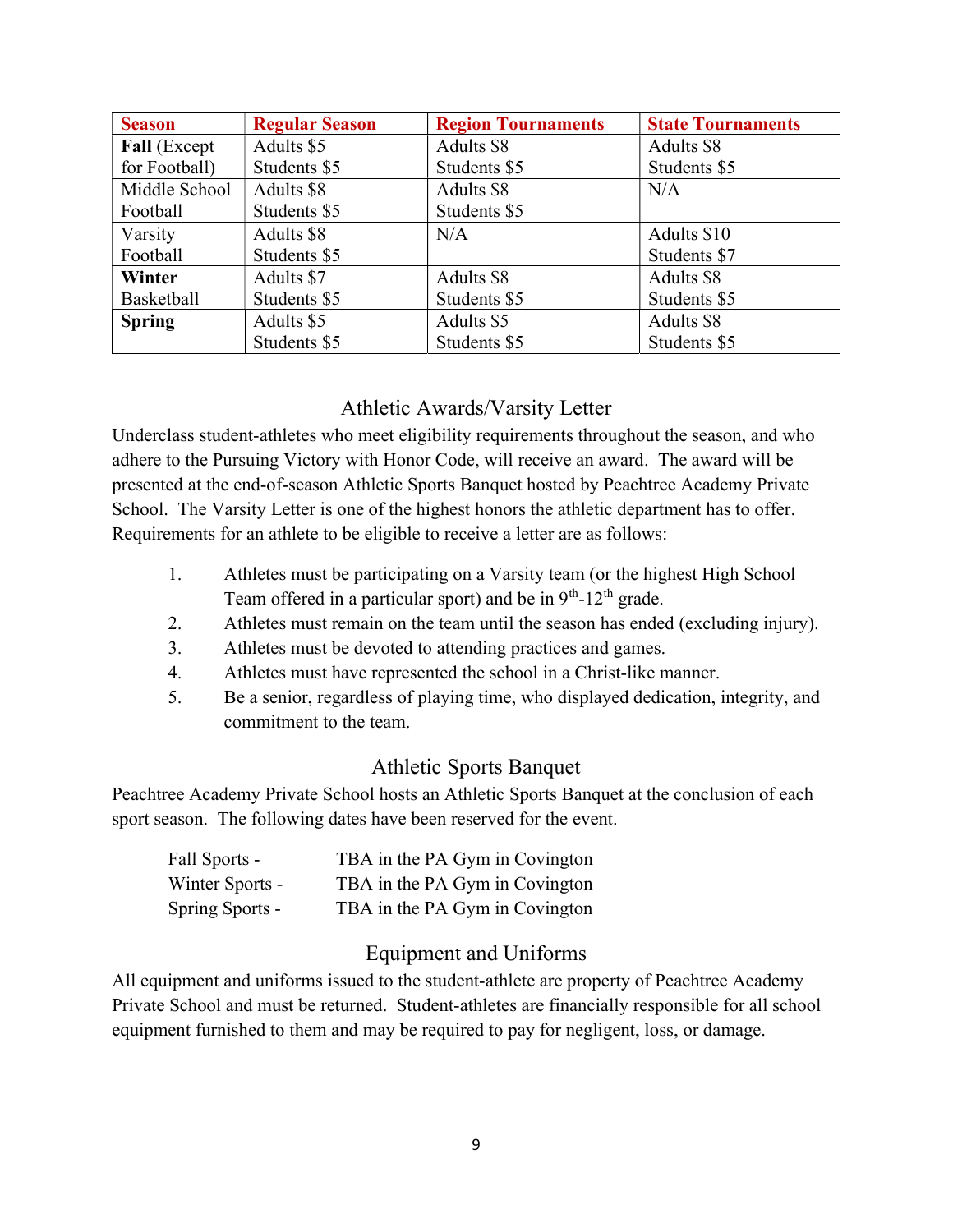| Season | Regular Season | Region Tournaments | State Tournaments |
|---|---|---|---|
| **Fall** (Except for Football) | Adults $5<br>Students $5 | Adults $8<br>Students $5 | Adults $8<br>Students $5 |
| Middle School Football | Adults $8<br>Students $5 | Adults $8<br>Students $5 | N/A |
| Varsity Football | Adults $8<br>Students $5 | N/A | Adults $10<br>Students $7 |
| **Winter** Basketball | Adults $7<br>Students $5 | Adults $8<br>Students $5 | Adults $8<br>Students $5 |
| **Spring** | Adults $5<br>Students $5 | Adults $5<br>Students $5 | Adults $8<br>Students $5 |

## Athletic Awards/Varsity Letter

Underclass student-athletes who meet eligibility requirements throughout the season, and who adhere to the Pursuing Victory with Honor Code, will receive an award. The award will be presented at the end-of-season Athletic Sports Banquet hosted by Peachtree Academy Private School. The Varsity Letter is one of the highest honors the athletic department has to offer. Requirements for an athlete to be eligible to receive a letter are as follows:

1. Athletes must be participating on a Varsity team (or the highest High School Team offered in a particular sport) and be in 9th-12th grade.
2. Athletes must remain on the team until the season has ended (excluding injury).
3. Athletes must be devoted to attending practices and games.
4. Athletes must have represented the school in a Christ-like manner.
5. Be a senior, regardless of playing time, who displayed dedication, integrity, and commitment to the team.

## Athletic Sports Banquet

Peachtree Academy Private School hosts an Athletic Sports Banquet at the conclusion of each sport season. The following dates have been reserved for the event.

| | |
|---|---|
| Fall Sports - | TBA in the PA Gym in Covington |
| Winter Sports - | TBA in the PA Gym in Covington |
| Spring Sports - | TBA in the PA Gym in Covington |

## Equipment and Uniforms

All equipment and uniforms issued to the student-athlete are property of Peachtree Academy Private School and must be returned. Student-athletes are financially responsible for all school equipment furnished to them and may be required to pay for negligent, loss, or damage.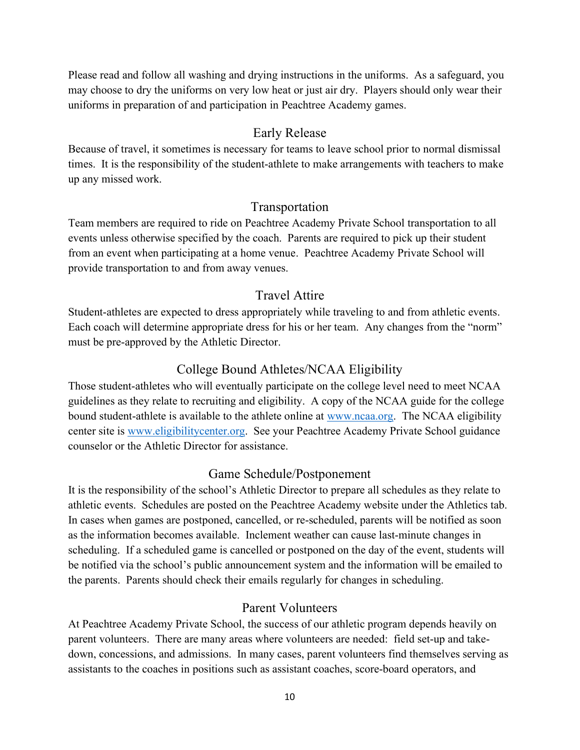Please read and follow all washing and drying instructions in the uniforms. As a safeguard, you may choose to dry the uniforms on very low heat or just air dry. Players should only wear their uniforms in preparation of and participation in Peachtree Academy games.

## Early Release

Because of travel, it sometimes is necessary for teams to leave school prior to normal dismissal times. It is the responsibility of the student-athlete to make arrangements with teachers to make up any missed work.

## Transportation

Team members are required to ride on Peachtree Academy Private School transportation to all events unless otherwise specified by the coach. Parents are required to pick up their student from an event when participating at a home venue. Peachtree Academy Private School will provide transportation to and from away venues.

## Travel Attire

Student-athletes are expected to dress appropriately while traveling to and from athletic events. Each coach will determine appropriate dress for his or her team. Any changes from the "norm" must be pre-approved by the Athletic Director.

## College Bound Athletes/NCAA Eligibility

Those student-athletes who will eventually participate on the college level need to meet NCAA guidelines as they relate to recruiting and eligibility. A copy of the NCAA guide for the college bound student-athlete is available to the athlete online at [www.ncaa.org](http://www.ncaa.org). The NCAA eligibility center site is [www.eligibilitycenter.org](http://www.eligibilitycenter.org). See your Peachtree Academy Private School guidance counselor or the Athletic Director for assistance.

## Game Schedule/Postponement

It is the responsibility of the school's Athletic Director to prepare all schedules as they relate to athletic events. Schedules are posted on the Peachtree Academy website under the Athletics tab. In cases when games are postponed, cancelled, or re-scheduled, parents will be notified as soon as the information becomes available. Inclement weather can cause last-minute changes in scheduling. If a scheduled game is cancelled or postponed on the day of the event, students will be notified via the school's public announcement system and the information will be emailed to the parents. Parents should check their emails regularly for changes in scheduling.

## Parent Volunteers

At Peachtree Academy Private School, the success of our athletic program depends heavily on parent volunteers. There are many areas where volunteers are needed: field set-up and take-down, concessions, and admissions. In many cases, parent volunteers find themselves serving as assistants to the coaches in positions such as assistant coaches, score-board operators, and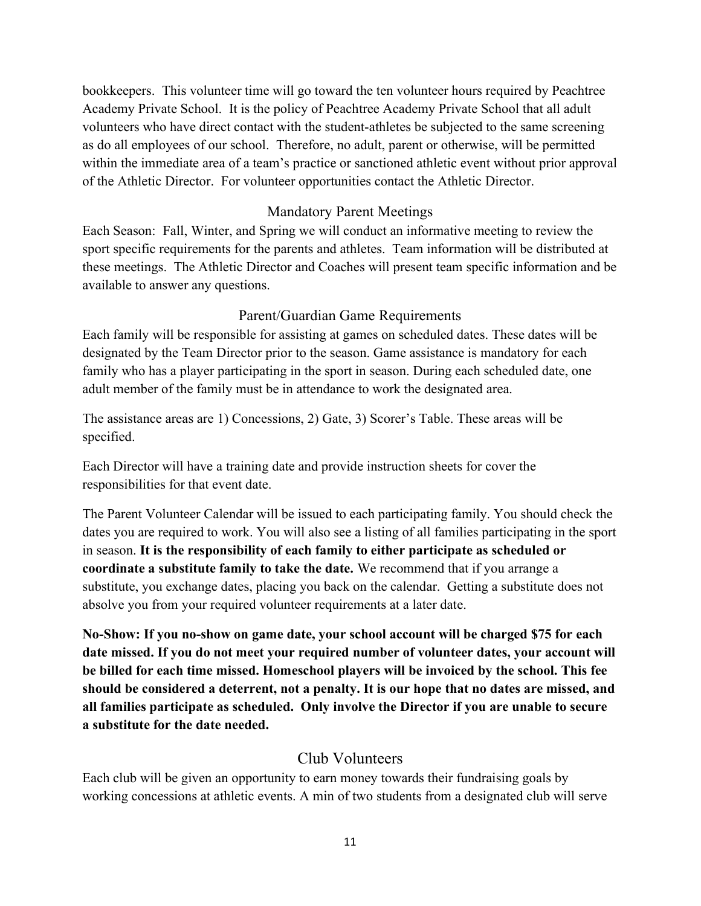bookkeepers. This volunteer time will go toward the ten volunteer hours required by Peachtree Academy Private School. It is the policy of Peachtree Academy Private School that all adult volunteers who have direct contact with the student-athletes be subjected to the same screening as do all employees of our school. Therefore, no adult, parent or otherwise, will be permitted within the immediate area of a team's practice or sanctioned athletic event without prior approval of the Athletic Director. For volunteer opportunities contact the Athletic Director.

## Mandatory Parent Meetings

Each Season: Fall, Winter, and Spring we will conduct an informative meeting to review the sport specific requirements for the parents and athletes. Team information will be distributed at these meetings. The Athletic Director and Coaches will present team specific information and be available to answer any questions.

## Parent/Guardian Game Requirements

Each family will be responsible for assisting at games on scheduled dates. These dates will be designated by the Team Director prior to the season. Game assistance is mandatory for each family who has a player participating in the sport in season. During each scheduled date, one adult member of the family must be in attendance to work the designated area.

The assistance areas are 1) Concessions, 2) Gate, 3) Scorer's Table. These areas will be specified.

Each Director will have a training date and provide instruction sheets for cover the responsibilities for that event date.

The Parent Volunteer Calendar will be issued to each participating family. You should check the dates you are required to work. You will also see a listing of all families participating in the sport in season. **It is the responsibility of each family to either participate as scheduled or coordinate a substitute family to take the date.** We recommend that if you arrange a substitute, you exchange dates, placing you back on the calendar. Getting a substitute does not absolve you from your required volunteer requirements at a later date.

**No-Show: If you no-show on game date, your school account will be charged $75 for each date missed. If you do not meet your required number of volunteer dates, your account will be billed for each time missed. Homeschool players will be invoiced by the school. This fee should be considered a deterrent, not a penalty. It is our hope that no dates are missed, and all families participate as scheduled. Only involve the Director if you are unable to secure a substitute for the date needed.**

## Club Volunteers

Each club will be given an opportunity to earn money towards their fundraising goals by working concessions at athletic events. A min of two students from a designated club will serve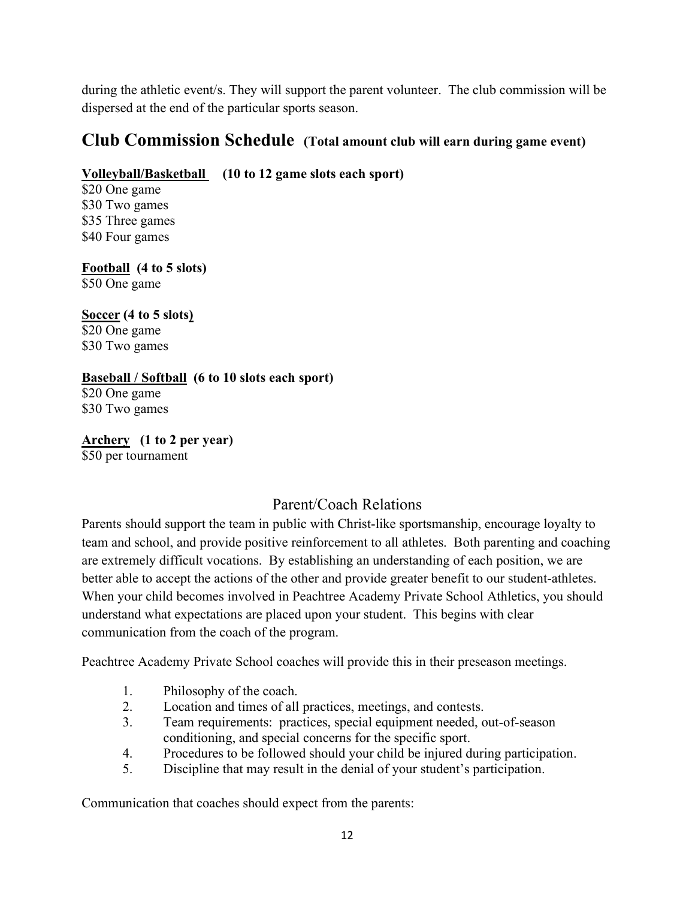during the athletic event/s. They will support the parent volunteer. The club commission will be dispersed at the end of the particular sports season.

## Club Commission Schedule **(Total amount club will earn during game event)**

**Volleyball/Basketball (10 to 12 game slots each sport)**
$20 One game
$30 Two games
$35 Three games
$40 Four games

**Football (4 to 5 slots)**
$50 One game

**Soccer (4 to 5 slots)**
$20 One game
$30 Two games

**Baseball / Softball (6 to 10 slots each sport)**
$20 One game
$30 Two games

**Archery (1 to 2 per year)**
$50 per tournament

### Parent/Coach Relations

Parents should support the team in public with Christ-like sportsmanship, encourage loyalty to team and school, and provide positive reinforcement to all athletes. Both parenting and coaching are extremely difficult vocations. By establishing an understanding of each position, we are better able to accept the actions of the other and provide greater benefit to our student-athletes. When your child becomes involved in Peachtree Academy Private School Athletics, you should understand what expectations are placed upon your student. This begins with clear communication from the coach of the program.

Peachtree Academy Private School coaches will provide this in their preseason meetings.

1. Philosophy of the coach.
2. Location and times of all practices, meetings, and contests.
3. Team requirements: practices, special equipment needed, out-of-season conditioning, and special concerns for the specific sport.
4. Procedures to be followed should your child be injured during participation.
5. Discipline that may result in the denial of your student's participation.

Communication that coaches should expect from the parents: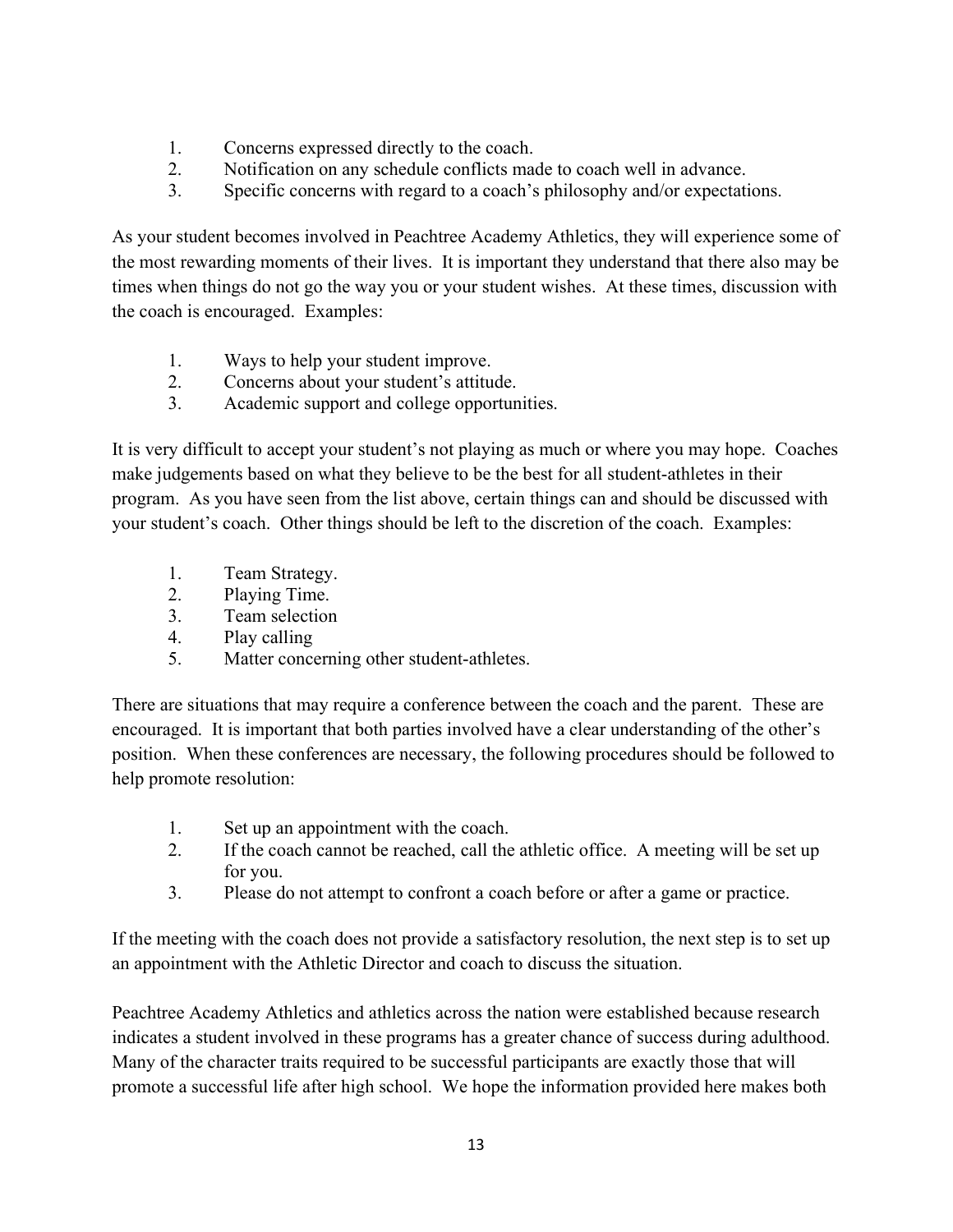1. Concerns expressed directly to the coach.
2. Notification on any schedule conflicts made to coach well in advance.
3. Specific concerns with regard to a coach's philosophy and/or expectations.

As your student becomes involved in Peachtree Academy Athletics, they will experience some of the most rewarding moments of their lives. It is important they understand that there also may be times when things do not go the way you or your student wishes. At these times, discussion with the coach is encouraged. Examples:

1. Ways to help your student improve.
2. Concerns about your student's attitude.
3. Academic support and college opportunities.

It is very difficult to accept your student's not playing as much or where you may hope. Coaches make judgements based on what they believe to be the best for all student-athletes in their program. As you have seen from the list above, certain things can and should be discussed with your student's coach. Other things should be left to the discretion of the coach. Examples:

1. Team Strategy.
2. Playing Time.
3. Team selection
4. Play calling
5. Matter concerning other student-athletes.

There are situations that may require a conference between the coach and the parent. These are encouraged. It is important that both parties involved have a clear understanding of the other's position. When these conferences are necessary, the following procedures should be followed to help promote resolution:

1. Set up an appointment with the coach.
2. If the coach cannot be reached, call the athletic office. A meeting will be set up for you.
3. Please do not attempt to confront a coach before or after a game or practice.

If the meeting with the coach does not provide a satisfactory resolution, the next step is to set up an appointment with the Athletic Director and coach to discuss the situation.

Peachtree Academy Athletics and athletics across the nation were established because research indicates a student involved in these programs has a greater chance of success during adulthood. Many of the character traits required to be successful participants are exactly those that will promote a successful life after high school. We hope the information provided here makes both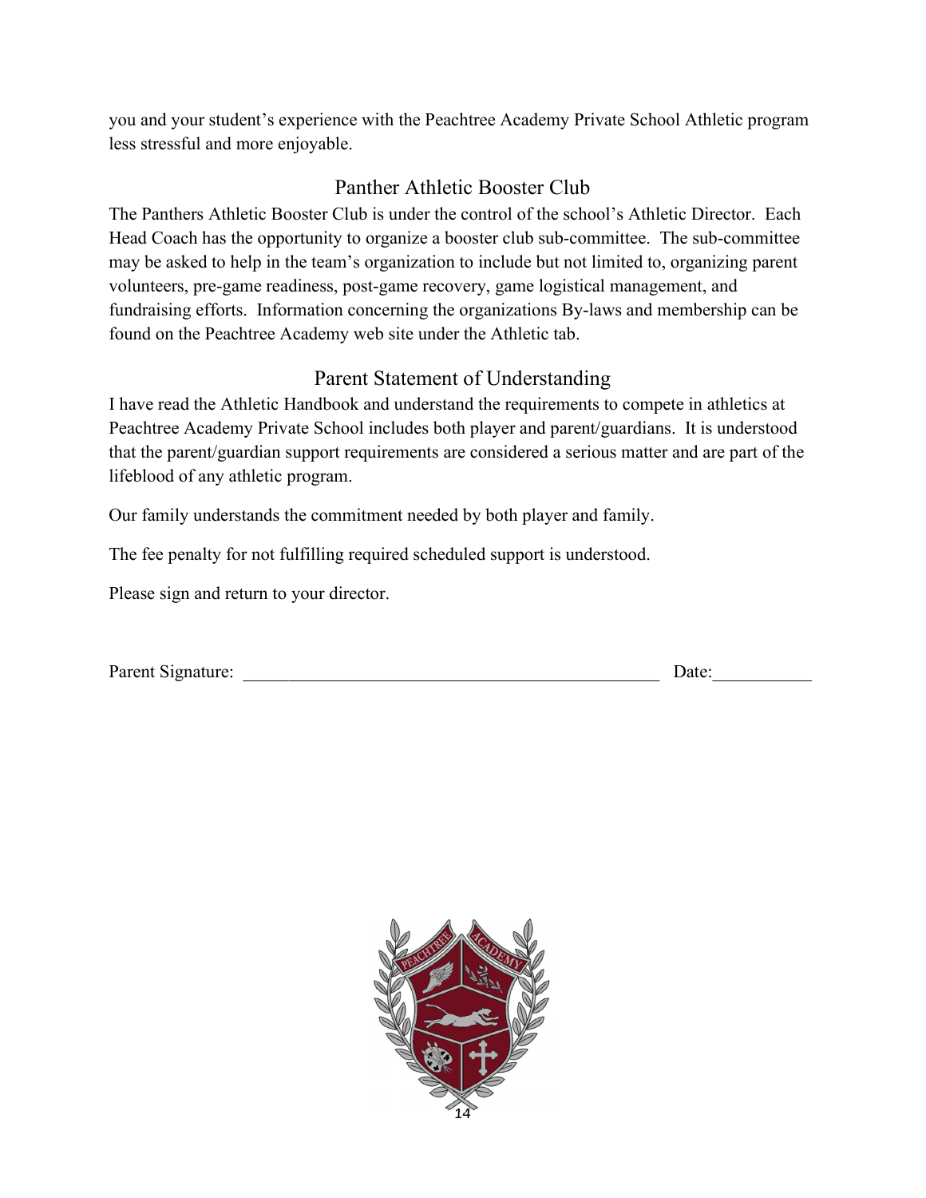you and your student's experience with the Peachtree Academy Private School Athletic program less stressful and more enjoyable.

## Panther Athletic Booster Club

The Panthers Athletic Booster Club is under the control of the school's Athletic Director. Each Head Coach has the opportunity to organize a booster club sub-committee. The sub-committee may be asked to help in the team's organization to include but not limited to, organizing parent volunteers, pre-game readiness, post-game recovery, game logistical management, and fundraising efforts. Information concerning the organizations By-laws and membership can be found on the Peachtree Academy web site under the Athletic tab.

## Parent Statement of Understanding

I have read the Athletic Handbook and understand the requirements to compete in athletics at Peachtree Academy Private School includes both player and parent/guardians. It is understood that the parent/guardian support requirements are considered a serious matter and are part of the lifeblood of any athletic program.

Our family understands the commitment needed by both player and family.

The fee penalty for not fulfilling required scheduled support is understood.

Please sign and return to your director.

Parent Signature: _______________________________________________ Date:___________